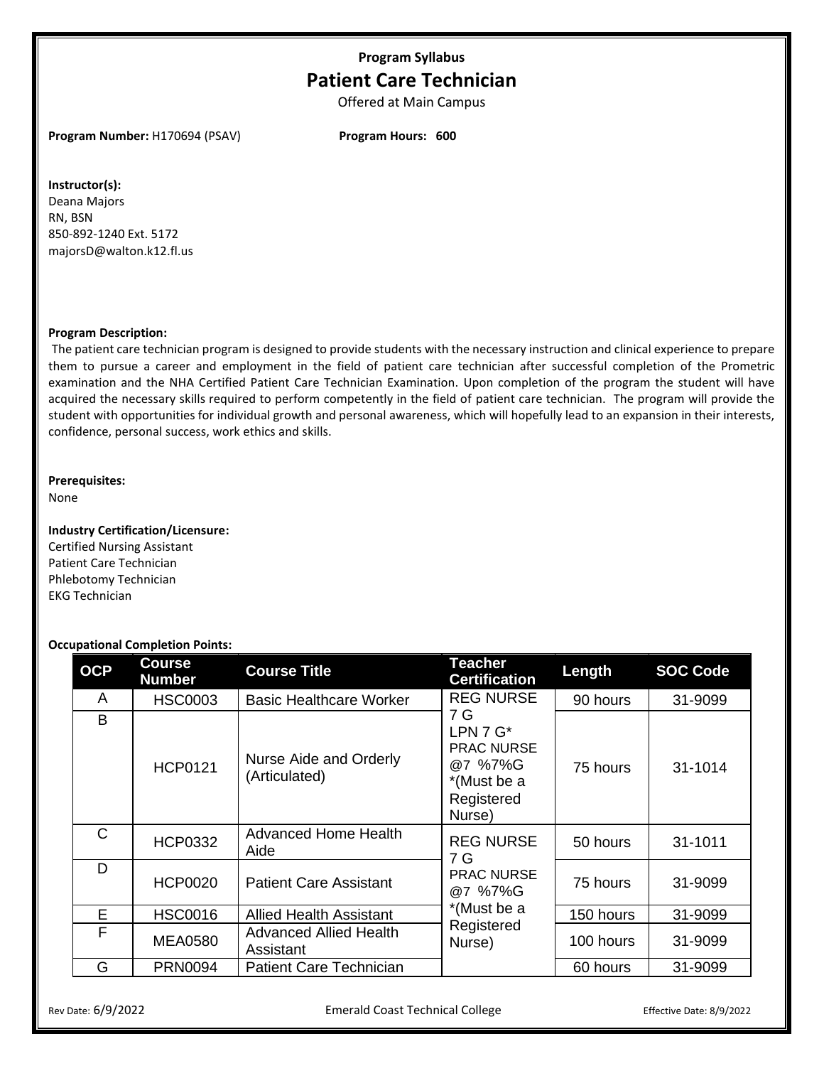**Program Syllabus**

# Patient Care Technician

Offered at Main Campus

**Program Number:** H170694 (PSAV) **Program Hours: 600**

**Instructor(s):**
Deana Majors
RN, BSN
850-892-1240 Ext. 5172
majorsD@walton.k12.fl.us

**Program Description:**
The patient care technician program is designed to provide students with the necessary instruction and clinical experience to prepare them to pursue a career and employment in the field of patient care technician after successful completion of the Prometric examination and the NHA Certified Patient Care Technician Examination. Upon completion of the program the student will have acquired the necessary skills required to perform competently in the field of patient care technician. The program will provide the student with opportunities for individual growth and personal awareness, which will hopefully lead to an expansion in their interests, confidence, personal success, work ethics and skills.

**Prerequisites:**
None

**Industry Certification/Licensure:**
Certified Nursing Assistant
Patient Care Technician
Phlebotomy Technician
EKG Technician

**Occupational Completion Points:**

| OCP | Course Number | Course Title | Teacher Certification | Length | SOC Code |
|---|---|---|---|---|---|
| A | HSC0003 | Basic Healthcare Worker | REG NURSE 7 G LPN 7 G* PRAC NURSE @7 %7%G *(Must be a Registered Nurse) | 90 hours | 31-9099 |
| B | HCP0121 | Nurse Aide and Orderly (Articulated) | | 75 hours | 31-1014 |
| C | HCP0332 | Advanced Home Health Aide | REG NURSE 7 G PRAC NURSE @7 %7%G *(Must be a Registered Nurse) | 50 hours | 31-1011 |
| D | HCP0020 | Patient Care Assistant | | 75 hours | 31-9099 |
| E | HSC0016 | Allied Health Assistant | | 150 hours | 31-9099 |
| F | MEA0580 | Advanced Allied Health Assistant | | 100 hours | 31-9099 |
| G | PRN0094 | Patient Care Technician | | 60 hours | 31-9099 |

Rev Date: 6/9/2022 Emerald Coast Technical College Effective Date: 8/9/2022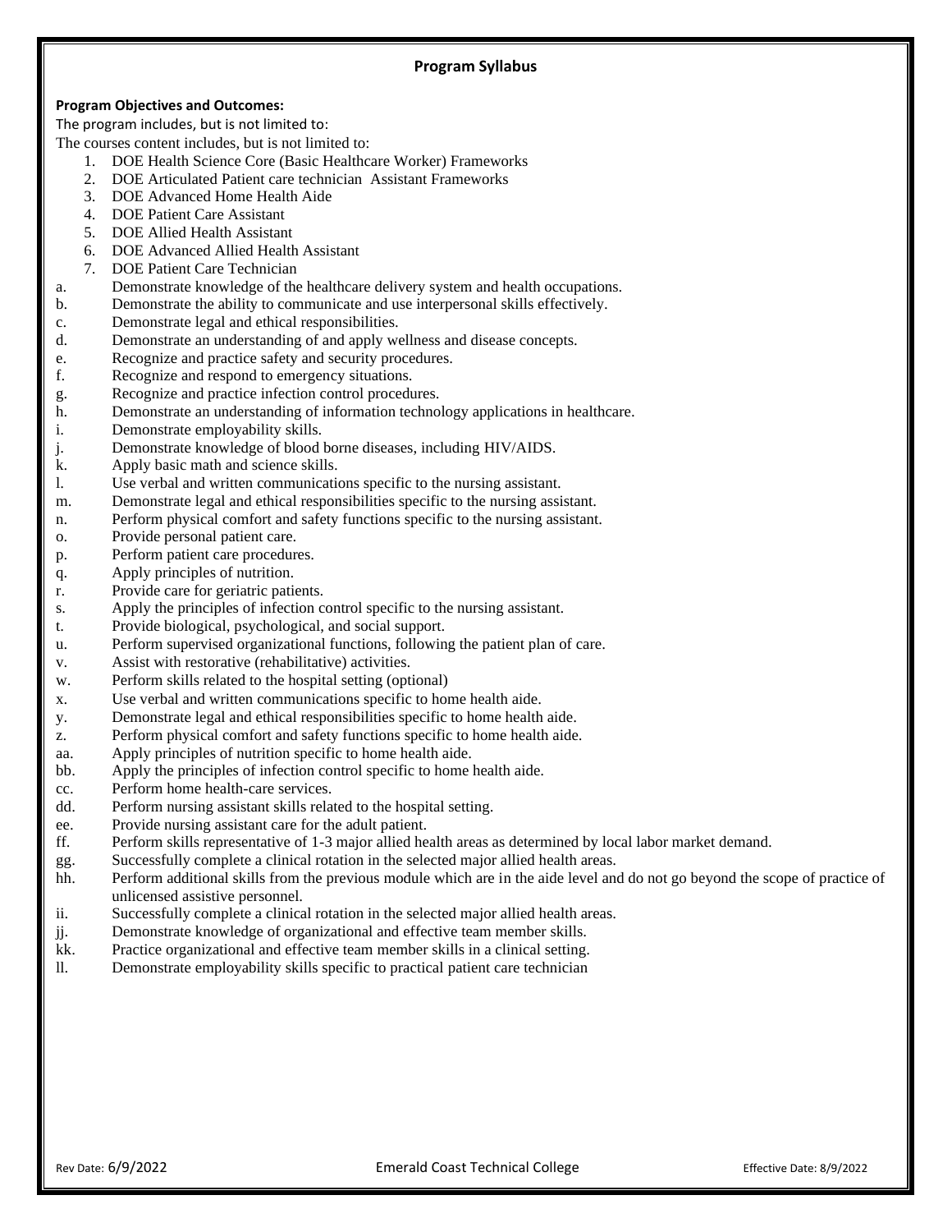## Program Syllabus

**Program Objectives and Outcomes:**

The program includes, but is not limited to:

The courses content includes, but is not limited to:

1. DOE Health Science Core (Basic Healthcare Worker) Frameworks
2. DOE Articulated Patient care technician Assistant Frameworks
3. DOE Advanced Home Health Aide
4. DOE Patient Care Assistant
5. DOE Allied Health Assistant
6. DOE Advanced Allied Health Assistant
7. DOE Patient Care Technician

a. Demonstrate knowledge of the healthcare delivery system and health occupations.
b. Demonstrate the ability to communicate and use interpersonal skills effectively.
c. Demonstrate legal and ethical responsibilities.
d. Demonstrate an understanding of and apply wellness and disease concepts.
e. Recognize and practice safety and security procedures.
f. Recognize and respond to emergency situations.
g. Recognize and practice infection control procedures.
h. Demonstrate an understanding of information technology applications in healthcare.
i. Demonstrate employability skills.
j. Demonstrate knowledge of blood borne diseases, including HIV/AIDS.
k. Apply basic math and science skills.
l. Use verbal and written communications specific to the nursing assistant.
m. Demonstrate legal and ethical responsibilities specific to the nursing assistant.
n. Perform physical comfort and safety functions specific to the nursing assistant.
o. Provide personal patient care.
p. Perform patient care procedures.
q. Apply principles of nutrition.
r. Provide care for geriatric patients.
s. Apply the principles of infection control specific to the nursing assistant.
t. Provide biological, psychological, and social support.
u. Perform supervised organizational functions, following the patient plan of care.
v. Assist with restorative (rehabilitative) activities.
w. Perform skills related to the hospital setting (optional)
x. Use verbal and written communications specific to home health aide.
y. Demonstrate legal and ethical responsibilities specific to home health aide.
z. Perform physical comfort and safety functions specific to home health aide.
aa. Apply principles of nutrition specific to home health aide.
bb. Apply the principles of infection control specific to home health aide.
cc. Perform home health-care services.
dd. Perform nursing assistant skills related to the hospital setting.
ee. Provide nursing assistant care for the adult patient.
ff. Perform skills representative of 1-3 major allied health areas as determined by local labor market demand.
gg. Successfully complete a clinical rotation in the selected major allied health areas.
hh. Perform additional skills from the previous module which are in the aide level and do not go beyond the scope of practice of unlicensed assistive personnel.
ii. Successfully complete a clinical rotation in the selected major allied health areas.
jj. Demonstrate knowledge of organizational and effective team member skills.
kk. Practice organizational and effective team member skills in a clinical setting.
ll. Demonstrate employability skills specific to practical patient care technician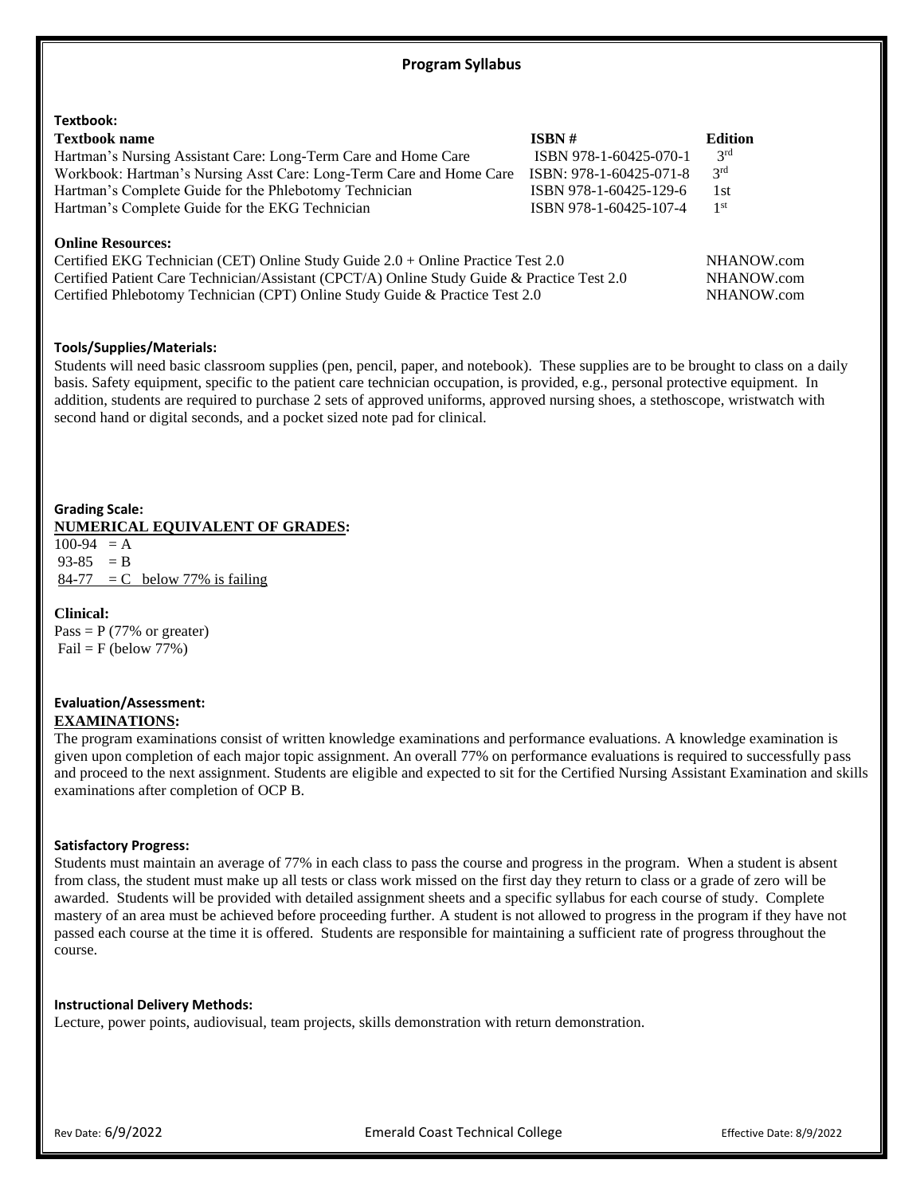# Program Syllabus

## Textbook:

| Textbook name | ISBN # | Edition |
|---|---|---|
| Hartman's Nursing Assistant Care: Long-Term Care and Home Care | ISBN 978-1-60425-070-1 | 3rd |
| Workbook: Hartman's Nursing Asst Care: Long-Term Care and Home Care | ISBN: 978-1-60425-071-8 | 3rd |
| Hartman's Complete Guide for the Phlebotomy Technician | ISBN 978-1-60425-129-6 | 1st |
| Hartman's Complete Guide for the EKG Technician | ISBN 978-1-60425-107-4 | 1st |

**Online Resources:**

| | |
|---|---|
| Certified EKG Technician (CET) Online Study Guide 2.0 + Online Practice Test 2.0 | NHANOW.com |
| Certified Patient Care Technician/Assistant (CPCT/A) Online Study Guide & Practice Test 2.0 | NHANOW.com |
| Certified Phlebotomy Technician (CPT) Online Study Guide & Practice Test 2.0 | NHANOW.com |

## Tools/Supplies/Materials:

Students will need basic classroom supplies (pen, pencil, paper, and notebook). These supplies are to be brought to class on a daily basis. Safety equipment, specific to the patient care technician occupation, is provided, e.g., personal protective equipment. In addition, students are required to purchase 2 sets of approved uniforms, approved nursing shoes, a stethoscope, wristwatch with second hand or digital seconds, and a pocket sized note pad for clinical.

## Grading Scale:

**NUMERICAL EQUIVALENT OF GRADES:**

100-94 = A
93-85 = B
84-77 = C below 77% is failing

**Clinical:**

Pass = P (77% or greater)
Fail = F (below 77%)

## Evaluation/Assessment:

**EXAMINATIONS:**

The program examinations consist of written knowledge examinations and performance evaluations. A knowledge examination is given upon completion of each major topic assignment. An overall 77% on performance evaluations is required to successfully pass and proceed to the next assignment. Students are eligible and expected to sit for the Certified Nursing Assistant Examination and skills examinations after completion of OCP B.

## Satisfactory Progress:

Students must maintain an average of 77% in each class to pass the course and progress in the program. When a student is absent from class, the student must make up all tests or class work missed on the first day they return to class or a grade of zero will be awarded. Students will be provided with detailed assignment sheets and a specific syllabus for each course of study. Complete mastery of an area must be achieved before proceeding further. A student is not allowed to progress in the program if they have not passed each course at the time it is offered. Students are responsible for maintaining a sufficient rate of progress throughout the course.

## Instructional Delivery Methods:

Lecture, power points, audiovisual, team projects, skills demonstration with return demonstration.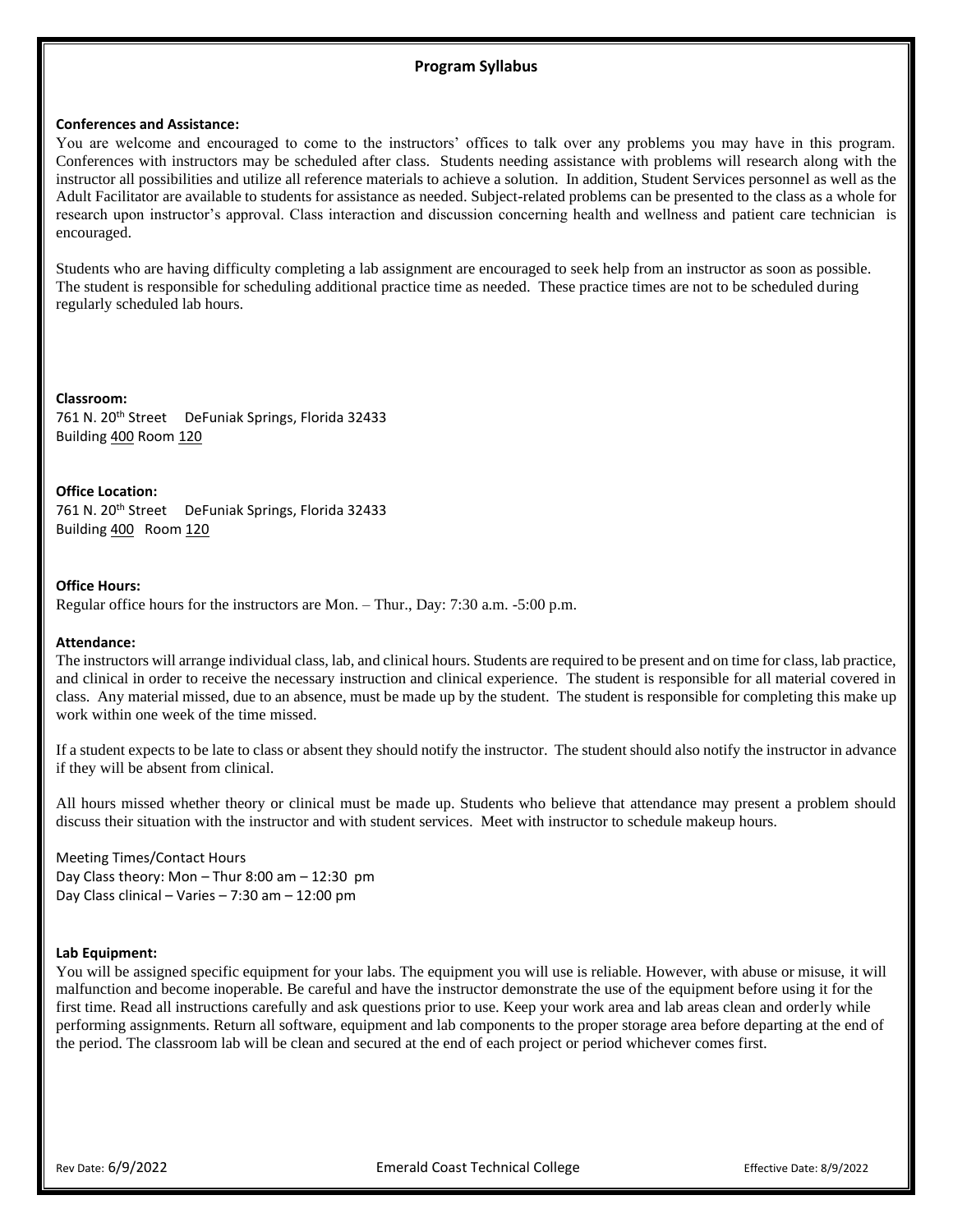## Program Syllabus

**Conferences and Assistance:**

You are welcome and encouraged to come to the instructors' offices to talk over any problems you may have in this program. Conferences with instructors may be scheduled after class. Students needing assistance with problems will research along with the instructor all possibilities and utilize all reference materials to achieve a solution. In addition, Student Services personnel as well as the Adult Facilitator are available to students for assistance as needed. Subject-related problems can be presented to the class as a whole for research upon instructor's approval. Class interaction and discussion concerning health and wellness and patient care technician is encouraged.

Students who are having difficulty completing a lab assignment are encouraged to seek help from an instructor as soon as possible. The student is responsible for scheduling additional practice time as needed. These practice times are not to be scheduled during regularly scheduled lab hours.

**Classroom:**

761 N. 20th Street DeFuniak Springs, Florida 32433
Building 400 Room 120

**Office Location:**

761 N. 20th Street DeFuniak Springs, Florida 32433
Building 400 Room 120

**Office Hours:**

Regular office hours for the instructors are Mon. – Thur., Day: 7:30 a.m. -5:00 p.m.

**Attendance:**

The instructors will arrange individual class, lab, and clinical hours. Students are required to be present and on time for class, lab practice, and clinical in order to receive the necessary instruction and clinical experience. The student is responsible for all material covered in class. Any material missed, due to an absence, must be made up by the student. The student is responsible for completing this make up work within one week of the time missed.

If a student expects to be late to class or absent they should notify the instructor. The student should also notify the instructor in advance if they will be absent from clinical.

All hours missed whether theory or clinical must be made up. Students who believe that attendance may present a problem should discuss their situation with the instructor and with student services. Meet with instructor to schedule makeup hours.

Meeting Times/Contact Hours
Day Class theory: Mon – Thur 8:00 am – 12:30 pm
Day Class clinical – Varies – 7:30 am – 12:00 pm

**Lab Equipment:**

You will be assigned specific equipment for your labs. The equipment you will use is reliable. However, with abuse or misuse, it will malfunction and become inoperable. Be careful and have the instructor demonstrate the use of the equipment before using it for the first time. Read all instructions carefully and ask questions prior to use. Keep your work area and lab areas clean and orderly while performing assignments. Return all software, equipment and lab components to the proper storage area before departing at the end of the period. The classroom lab will be clean and secured at the end of each project or period whichever comes first.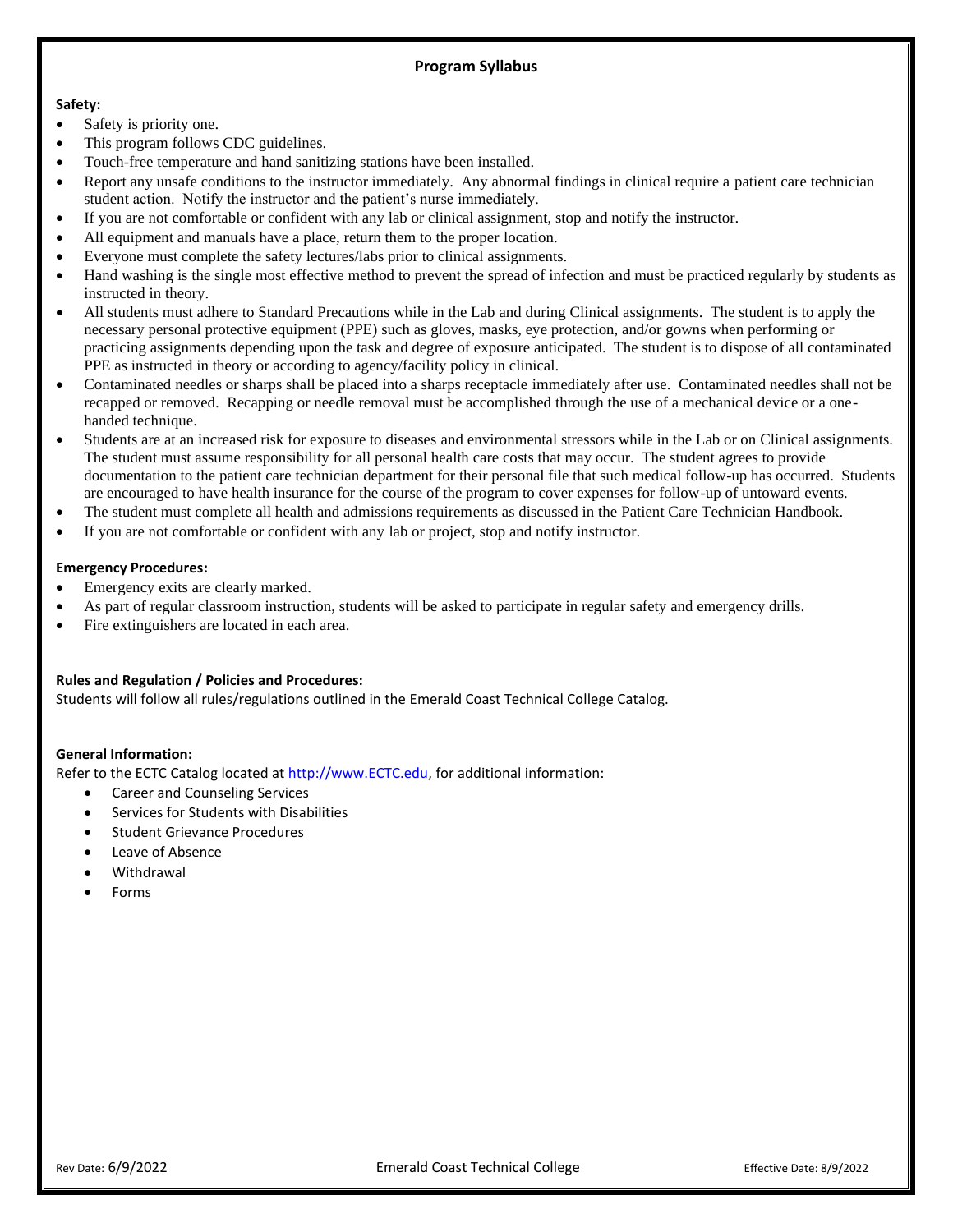# Program Syllabus

**Safety:**

- Safety is priority one.
- This program follows CDC guidelines.
- Touch-free temperature and hand sanitizing stations have been installed.
- Report any unsafe conditions to the instructor immediately. Any abnormal findings in clinical require a patient care technician student action. Notify the instructor and the patient's nurse immediately.
- If you are not comfortable or confident with any lab or clinical assignment, stop and notify the instructor.
- All equipment and manuals have a place, return them to the proper location.
- Everyone must complete the safety lectures/labs prior to clinical assignments.
- Hand washing is the single most effective method to prevent the spread of infection and must be practiced regularly by students as instructed in theory.
- All students must adhere to Standard Precautions while in the Lab and during Clinical assignments. The student is to apply the necessary personal protective equipment (PPE) such as gloves, masks, eye protection, and/or gowns when performing or practicing assignments depending upon the task and degree of exposure anticipated. The student is to dispose of all contaminated PPE as instructed in theory or according to agency/facility policy in clinical.
- Contaminated needles or sharps shall be placed into a sharps receptacle immediately after use. Contaminated needles shall not be recapped or removed. Recapping or needle removal must be accomplished through the use of a mechanical device or a one-handed technique.
- Students are at an increased risk for exposure to diseases and environmental stressors while in the Lab or on Clinical assignments. The student must assume responsibility for all personal health care costs that may occur. The student agrees to provide documentation to the patient care technician department for their personal file that such medical follow-up has occurred. Students are encouraged to have health insurance for the course of the program to cover expenses for follow-up of untoward events.
- The student must complete all health and admissions requirements as discussed in the Patient Care Technician Handbook.
- If you are not comfortable or confident with any lab or project, stop and notify instructor.

**Emergency Procedures:**

- Emergency exits are clearly marked.
- As part of regular classroom instruction, students will be asked to participate in regular safety and emergency drills.
- Fire extinguishers are located in each area.

**Rules and Regulation / Policies and Procedures:**

Students will follow all rules/regulations outlined in the Emerald Coast Technical College Catalog.

**General Information:**

Refer to the ECTC Catalog located at http://www.ECTC.edu, for additional information:

- Career and Counseling Services
- Services for Students with Disabilities
- Student Grievance Procedures
- Leave of Absence
- Withdrawal
- Forms